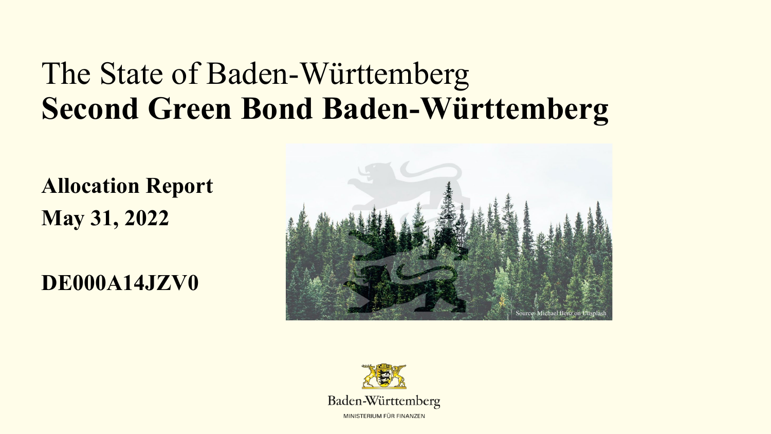# The State of Baden-Württemberg
# **Second Green Bond Baden-Württemberg**

**Allocation Report**

**May 31, 2022**

**DE000A14JZV0**

Source: Michael Benz on Unsplash

Baden-Württemberg

MINISTERIUM FÜR FINANZEN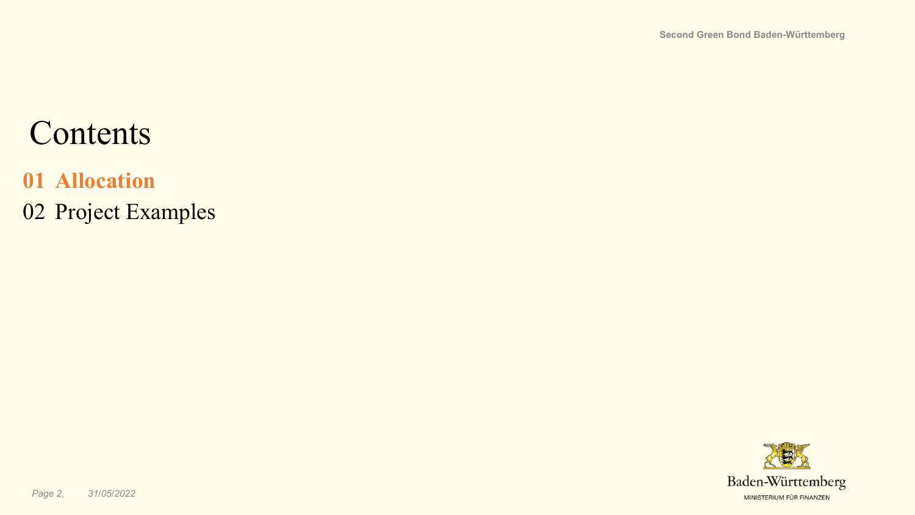# Contents

**01 Allocation**

02 Project Examples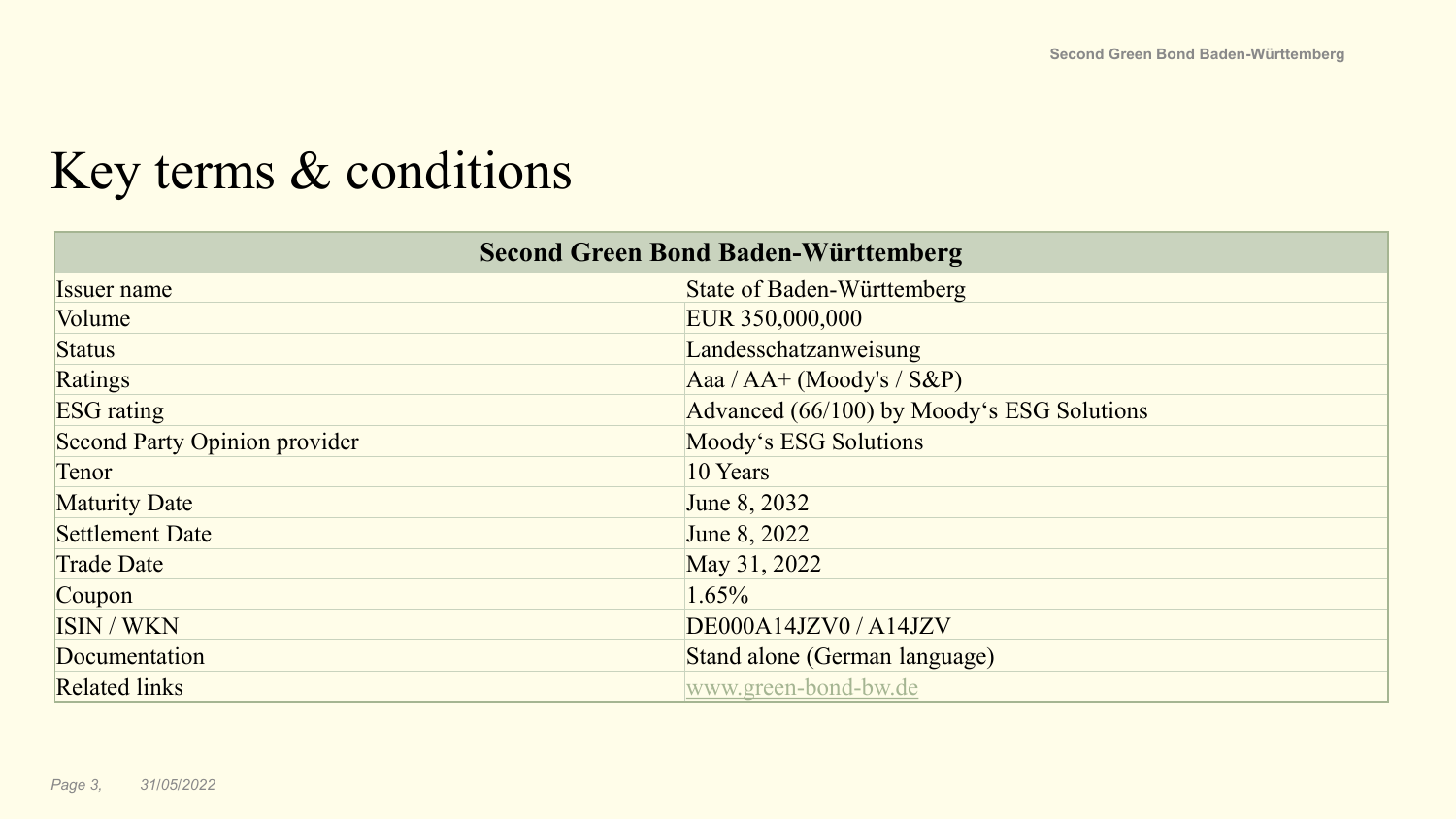# Key terms & conditions

| Second Green Bond Baden-Württemberg | |
|---|---|
| Issuer name | State of Baden-Württemberg |
| Volume | EUR 350,000,000 |
| Status | Landesschatzanweisung |
| Ratings | Aaa / AA+ (Moody's / S&P) |
| ESG rating | Advanced (66/100) by Moody‘s ESG Solutions |
| Second Party Opinion provider | Moody‘s ESG Solutions |
| Tenor | 10 Years |
| Maturity Date | June 8, 2032 |
| Settlement Date | June 8, 2022 |
| Trade Date | May 31, 2022 |
| Coupon | 1.65% |
| ISIN / WKN | DE000A14JZV0 / A14JZV |
| Documentation | Stand alone (German language) |
| Related links | www.green-bond-bw.de |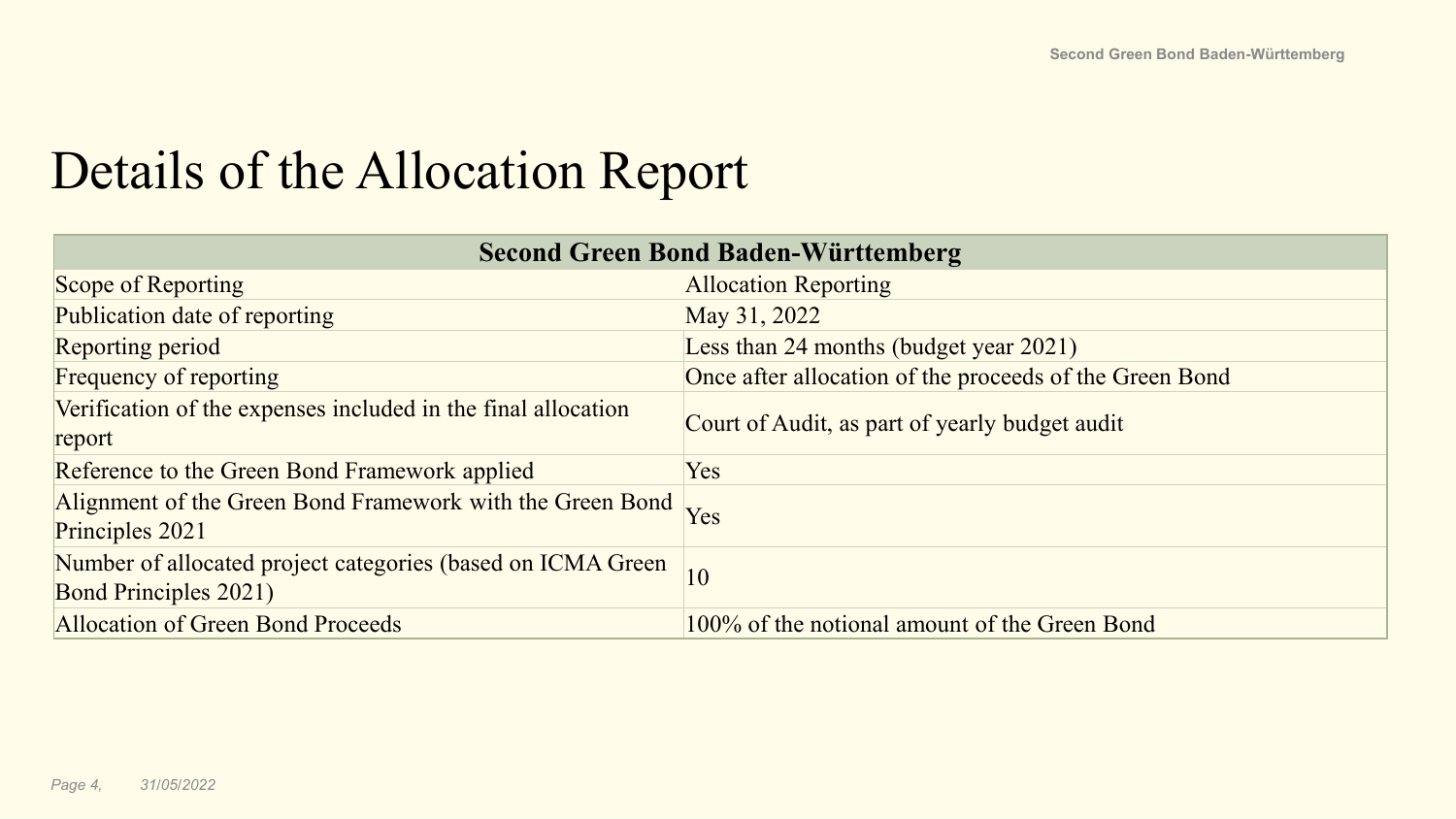# Details of the Allocation Report

| Second Green Bond Baden-Württemberg | |
|---|---|
| Scope of Reporting | Allocation Reporting |
| Publication date of reporting | May 31, 2022 |
| Reporting period | Less than 24 months (budget year 2021) |
| Frequency of reporting | Once after allocation of the proceeds of the Green Bond |
| Verification of the expenses included in the final allocation report | Court of Audit, as part of yearly budget audit |
| Reference to the Green Bond Framework applied | Yes |
| Alignment of the Green Bond Framework with the Green Bond Principles 2021 | Yes |
| Number of allocated project categories (based on ICMA Green Bond Principles 2021) | 10 |
| Allocation of Green Bond Proceeds | 100% of the notional amount of the Green Bond |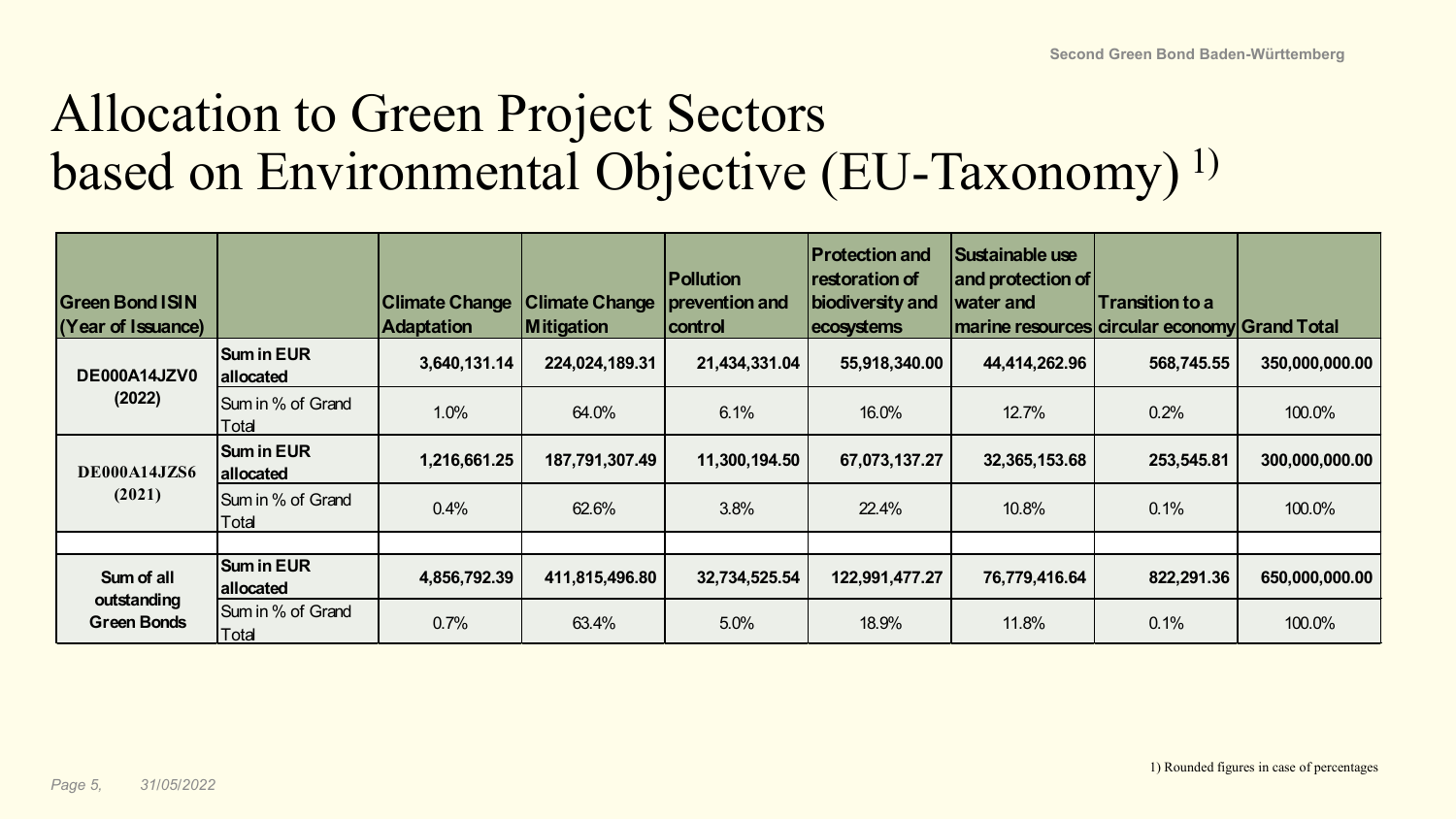# Allocation to Green Project Sectors based on Environmental Objective (EU-Taxonomy) [1)]

| Green Bond ISIN (Year of Issuance) | | Climate Change Adaptation | Climate Change Mitigation | Pollution prevention and control | Protection and restoration of biodiversity and ecosystems | Sustainable use and protection of water and marine resources | Transition to a circular economy | Grand Total |
|---|---|---|---|---|---|---|---|---|
| **DE000A14JZV0 (2022)** | **Sum in EUR allocated** | **3,640,131.14** | **224,024,189.31** | **21,434,331.04** | **55,918,340.00** | **44,414,262.96** | **568,745.55** | **350,000,000.00** |
| | Sum in % of Grand Total | 1.0% | 64.0% | 6.1% | 16.0% | 12.7% | 0.2% | 100.0% |
| **DE000A14JZS6 (2021)** | **Sum in EUR allocated** | **1,216,661.25** | **187,791,307.49** | **11,300,194.50** | **67,073,137.27** | **32,365,153.68** | **253,545.81** | **300,000,000.00** |
| | Sum in % of Grand Total | 0.4% | 62.6% | 3.8% | 22.4% | 10.8% | 0.1% | 100.0% |
| | | | | | | | | |
| **Sum of all outstanding Green Bonds** | **Sum in EUR allocated** | **4,856,792.39** | **411,815,496.80** | **32,734,525.54** | **122,991,477.27** | **76,779,416.64** | **822,291.36** | **650,000,000.00** |
| | Sum in % of Grand Total | 0.7% | 63.4% | 5.0% | 18.9% | 11.8% | 0.1% | 100.0% |

1) Rounded figures in case of percentages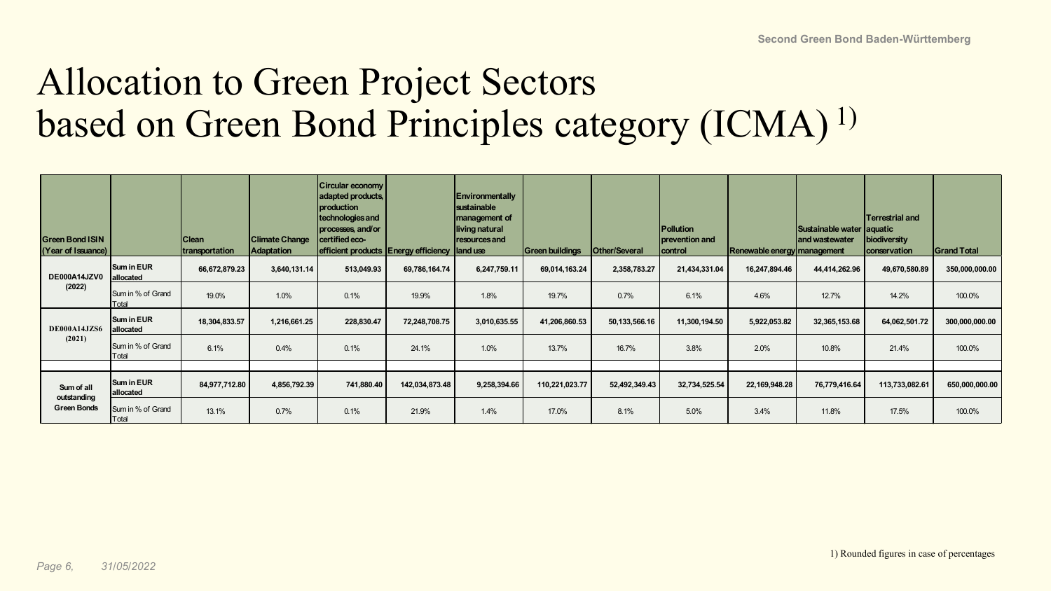# Allocation to Green Project Sectors based on Green Bond Principles category (ICMA) 1)

| Green Bond ISIN (Year of Issuance) | | Clean transportation | Climate Change Adaptation | Circular economy adapted products, production technologies and processes, and/or certified eco-efficient products | Energy efficiency | Environmentally sustainable management of living natural resources and land use | Green buildings | Other/Several | Pollution prevention and control | Renewable energy | Sustainable water and wastewater management | Terrestrial and aquatic biodiversity conservation | Grand Total |
|---|---|---|---|---|---|---|---|---|---|---|---|---|---|
| **DE000A14JZV0 (2022)** | **Sum in EUR allocated** | **66,672,879.23** | **3,640,131.14** | **513,049.93** | **69,786,164.74** | **6,247,759.11** | **69,014,163.24** | **2,358,783.27** | **21,434,331.04** | **16,247,894.46** | **44,414,262.96** | **49,670,580.89** | **350,000,000.00** |
| | Sum in % of Grand Total | 19.0% | 1.0% | 0.1% | 19.9% | 1.8% | 19.7% | 0.7% | 6.1% | 4.6% | 12.7% | 14.2% | 100.0% |
| **DE000A14JZS6 (2021)** | **Sum in EUR allocated** | **18,304,833.57** | **1,216,661.25** | **228,830.47** | **72,248,708.75** | **3,010,635.55** | **41,206,860.53** | **50,133,566.16** | **11,300,194.50** | **5,922,053.82** | **32,365,153.68** | **64,062,501.72** | **300,000,000.00** |
| | Sum in % of Grand Total | 6.1% | 0.4% | 0.1% | 24.1% | 1.0% | 13.7% | 16.7% | 3.8% | 2.0% | 10.8% | 21.4% | 100.0% |
| | | | | | | | | | | | | | |
| **Sum of all outstanding Green Bonds** | **Sum in EUR allocated** | **84,977,712.80** | **4,856,792.39** | **741,880.40** | **142,034,873.48** | **9,258,394.66** | **110,221,023.77** | **52,492,349.43** | **32,734,525.54** | **22,169,948.28** | **76,779,416.64** | **113,733,082.61** | **650,000,000.00** |
| | Sum in % of Grand Total | 13.1% | 0.7% | 0.1% | 21.9% | 1.4% | 17.0% | 8.1% | 5.0% | 3.4% | 11.8% | 17.5% | 100.0% |

1) Rounded figures in case of percentages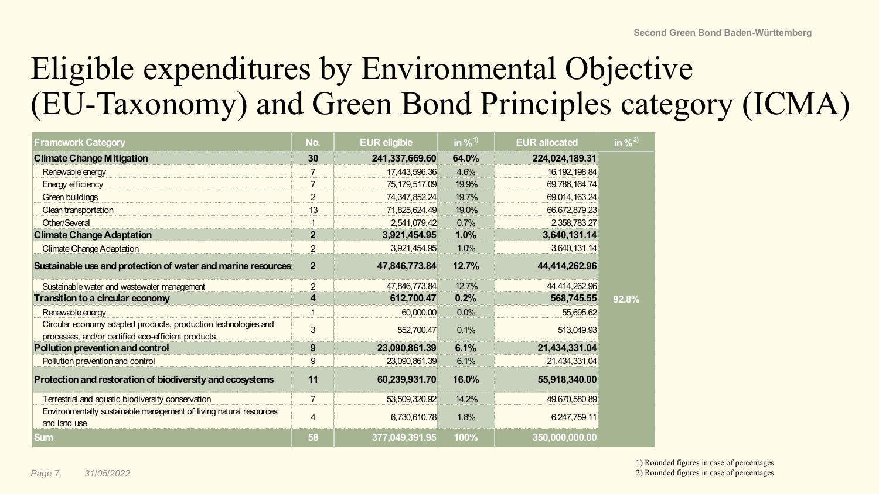# Eligible expenditures by Environmental Objective (EU-Taxonomy) and Green Bond Principles category (ICMA)

| Framework Category | No. | EUR eligible | in % 1) | EUR allocated | in % 2) |
|---|---|---|---|---|---|
| **Climate Change Mitigation** | **30** | **241,337,669.60** | **64.0%** | **224,024,189.31** | 92.8% |
| Renewable energy | 7 | 17,443,596.36 | 4.6% | 16,192,198.84 | |
| Energy efficiency | 7 | 75,179,517.09 | 19.9% | 69,786,164.74 | |
| Green buildings | 2 | 74,347,852.24 | 19.7% | 69,014,163.24 | |
| Clean transportation | 13 | 71,825,624.49 | 19.0% | 66,672,879.23 | |
| Other/Several | 1 | 2,541,079.42 | 0.7% | 2,358,783.27 | |
| **Climate Change Adaptation** | **2** | **3,921,454.95** | **1.0%** | **3,640,131.14** | |
| Climate Change Adaptation | 2 | 3,921,454.95 | 1.0% | 3,640,131.14 | |
| **Sustainable use and protection of water and marine resources** | **2** | **47,846,773.84** | **12.7%** | **44,414,262.96** | |
| Sustainable water and wastewater management | 2 | 47,846,773.84 | 12.7% | 44,414,262.96 | |
| **Transition to a circular economy** | **4** | **612,700.47** | **0.2%** | **568,745.55** | |
| Renewable energy | 1 | 60,000.00 | 0.0% | 55,695.62 | |
| Circular economy adapted products, production technologies and processes, and/or certified eco-efficient products | 3 | 552,700.47 | 0.1% | 513,049.93 | |
| **Pollution prevention and control** | **9** | **23,090,861.39** | **6.1%** | **21,434,331.04** | |
| Pollution prevention and control | 9 | 23,090,861.39 | 6.1% | 21,434,331.04 | |
| **Protection and restoration of biodiversity and ecosystems** | **11** | **60,239,931.70** | **16.0%** | **55,918,340.00** | |
| Terrestrial and aquatic biodiversity conservation | 7 | 53,509,320.92 | 14.2% | 49,670,580.89 | |
| Environmentally sustainable management of living natural resources and land use | 4 | 6,730,610.78 | 1.8% | 6,247,759.11 | |
| **Sum** | **58** | **377,049,391.95** | **100%** | **350,000,000.00** | |

1) Rounded figures in case of percentages
2) Rounded figures in case of percentages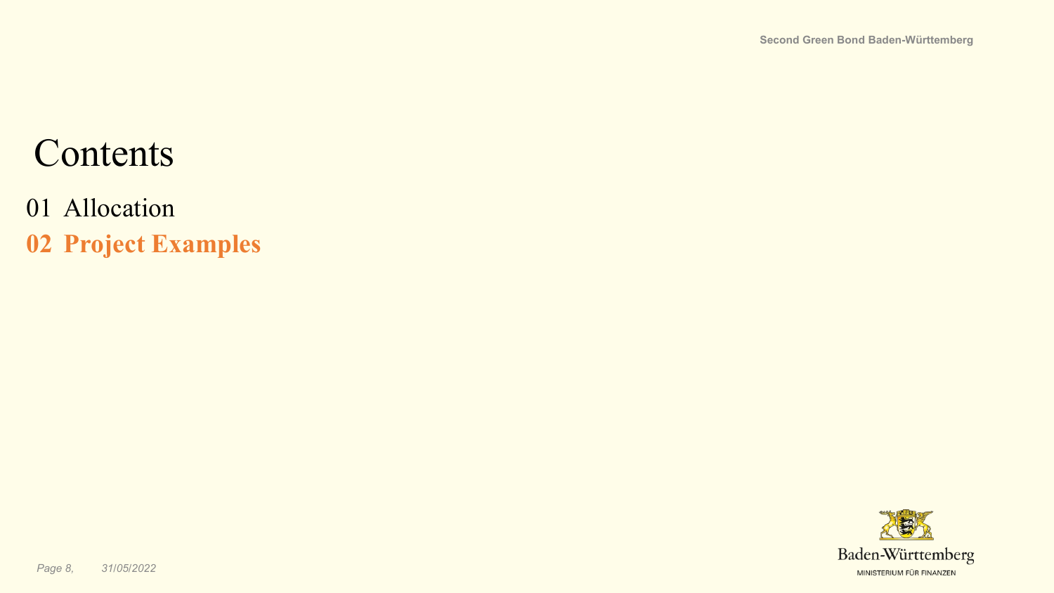# Contents

01 Allocation

**02 Project Examples**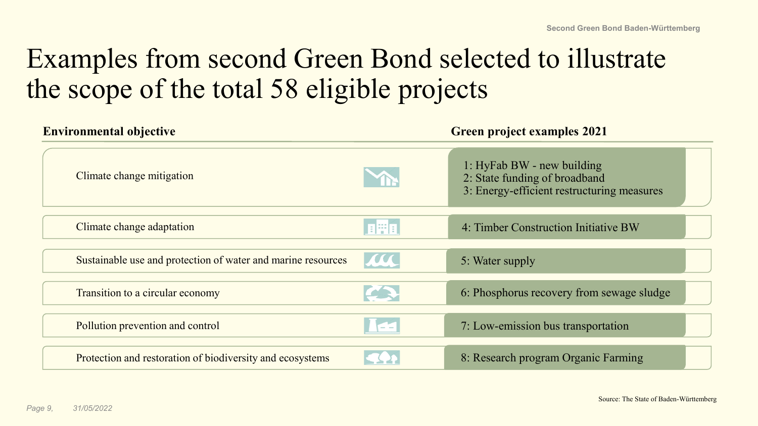# Examples from second Green Bond selected to illustrate the scope of the total 58 eligible projects

| Environmental objective | Green project examples 2021 |
| --- | --- |
| Climate change mitigation | 1: HyFab BW - new building<br>2: State funding of broadband<br>3: Energy-efficient restructuring measures |
| Climate change adaptation | 4: Timber Construction Initiative BW |
| Sustainable use and protection of water and marine resources | 5: Water supply |
| Transition to a circular economy | 6: Phosphorus recovery from sewage sludge |
| Pollution prevention and control | 7: Low-emission bus transportation |
| Protection and restoration of biodiversity and ecosystems | 8: Research program Organic Farming |

Source: The State of Baden-Württemberg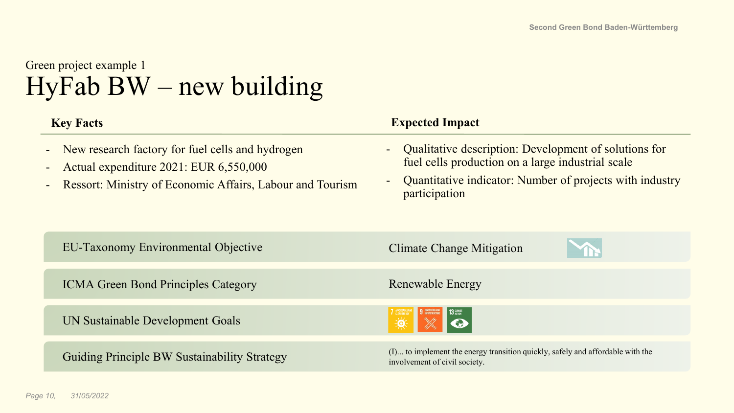Green project example 1

# HyFab BW – new building

**Key Facts**

- New research factory for fuel cells and hydrogen
- Actual expenditure 2021: EUR 6,550,000
- Ressort: Ministry of Economic Affairs, Labour and Tourism

**Expected Impact**

- Qualitative description: Development of solutions for fuel cells production on a large industrial scale
- Quantitative indicator: Number of projects with industry participation

| | |
|---|---|
| EU-Taxonomy Environmental Objective | Climate Change Mitigation |
| ICMA Green Bond Principles Category | Renewable Energy |
| UN Sustainable Development Goals | 7 Affordable and clean energy, 9 Industry, innovation and infrastructure, 13 Climate action |
| Guiding Principle BW Sustainability Strategy | (I)... to implement the energy transition quickly, safely and affordable with the involvement of civil society. |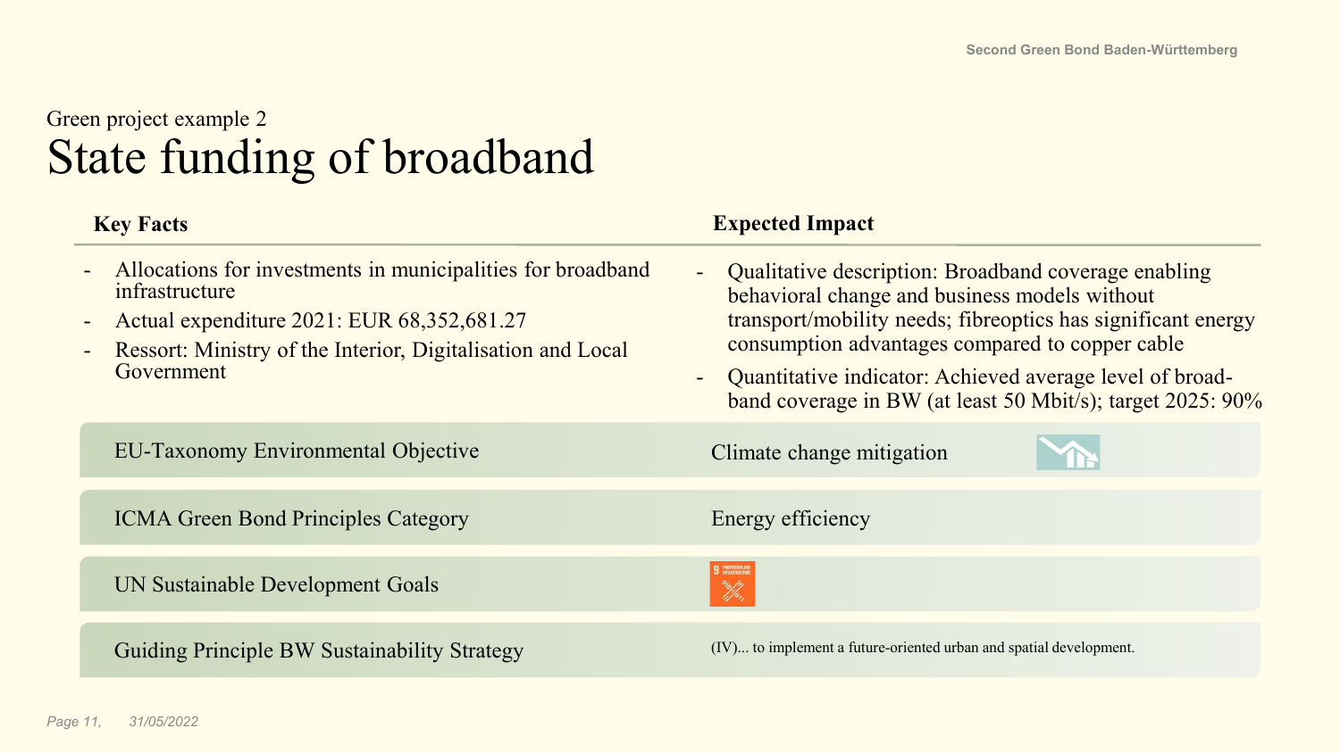Green project example 2

# State funding of broadband

| Key Facts | Expected Impact |
|---|---|
| - Allocations for investments in municipalities for broadband infrastructure<br>- Actual expenditure 2021: EUR 68,352,681.27<br>- Ressort: Ministry of the Interior, Digitalisation and Local Government | - Qualitative description: Broadband coverage enabling behavioral change and business models without transport/mobility needs; fibreoptics has significant energy consumption advantages compared to copper cable<br>- Quantitative indicator: Achieved average level of broad-band coverage in BW (at least 50 Mbit/s); target 2025: 90% |

| | |
|---|---|
| EU-Taxonomy Environmental Objective | Climate change mitigation |
| ICMA Green Bond Principles Category | Energy efficiency |
| UN Sustainable Development Goals | 9 Industry, Innovation and Infrastructure |
| Guiding Principle BW Sustainability Strategy | (IV)... to implement a future-oriented urban and spatial development. |

31/05/2022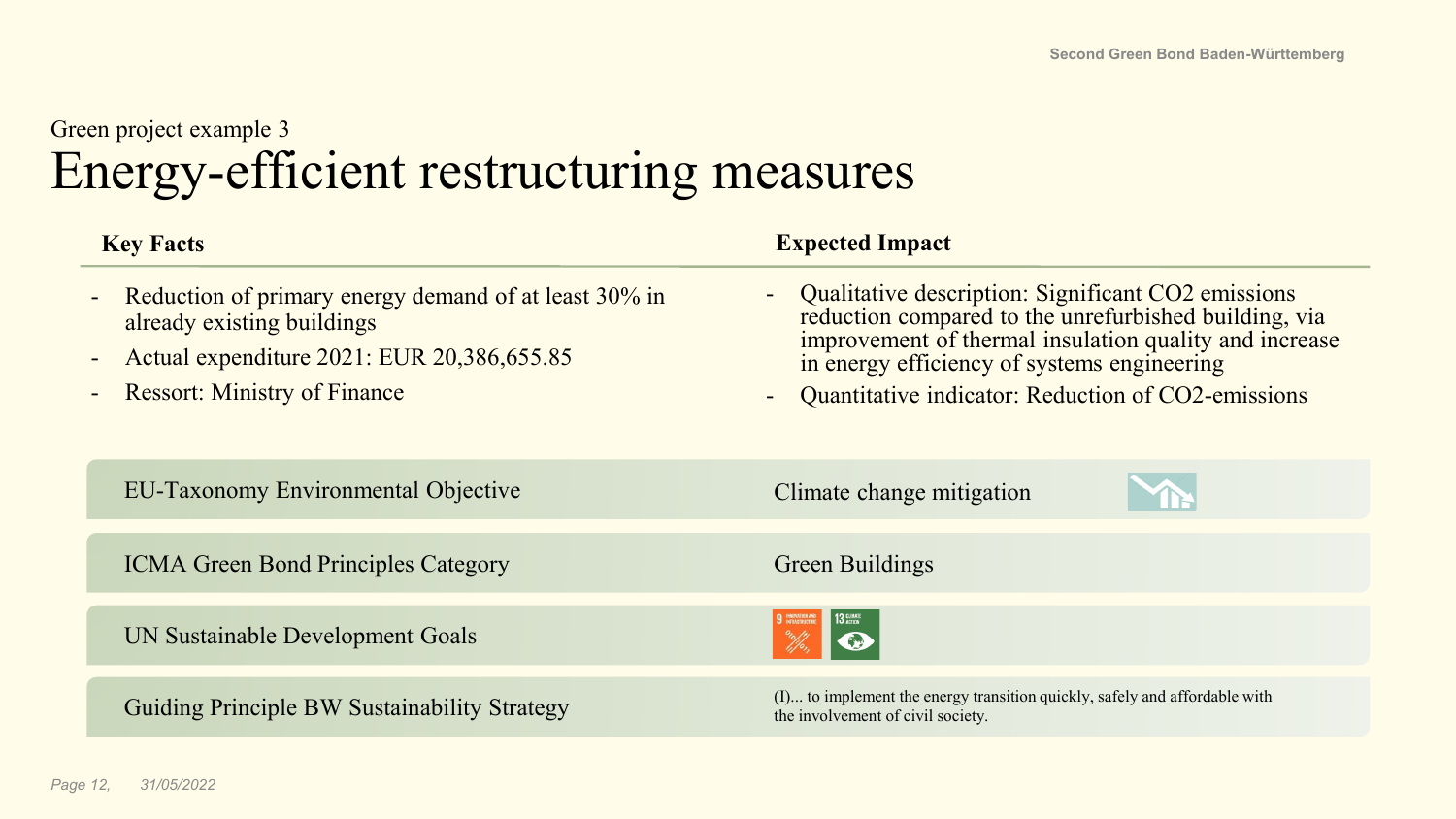Green project example 3

# Energy-efficient restructuring measures

**Key Facts**

- Reduction of primary energy demand of at least 30% in already existing buildings
- Actual expenditure 2021: EUR 20,386,655.85
- Ressort: Ministry of Finance

**Expected Impact**

- Qualitative description: Significant CO2 emissions reduction compared to the unrefurbished building, via improvement of thermal insulation quality and increase in energy efficiency of systems engineering
- Quantitative indicator: Reduction of CO2-emissions

| | |
|---|---|
| EU-Taxonomy Environmental Objective | Climate change mitigation |
| ICMA Green Bond Principles Category | Green Buildings |
| UN Sustainable Development Goals | 9 Industry, Innovation and Infrastructure; 13 Climate Action |
| Guiding Principle BW Sustainability Strategy | (I)... to implement the energy transition quickly, safely and affordable with the involvement of civil society. |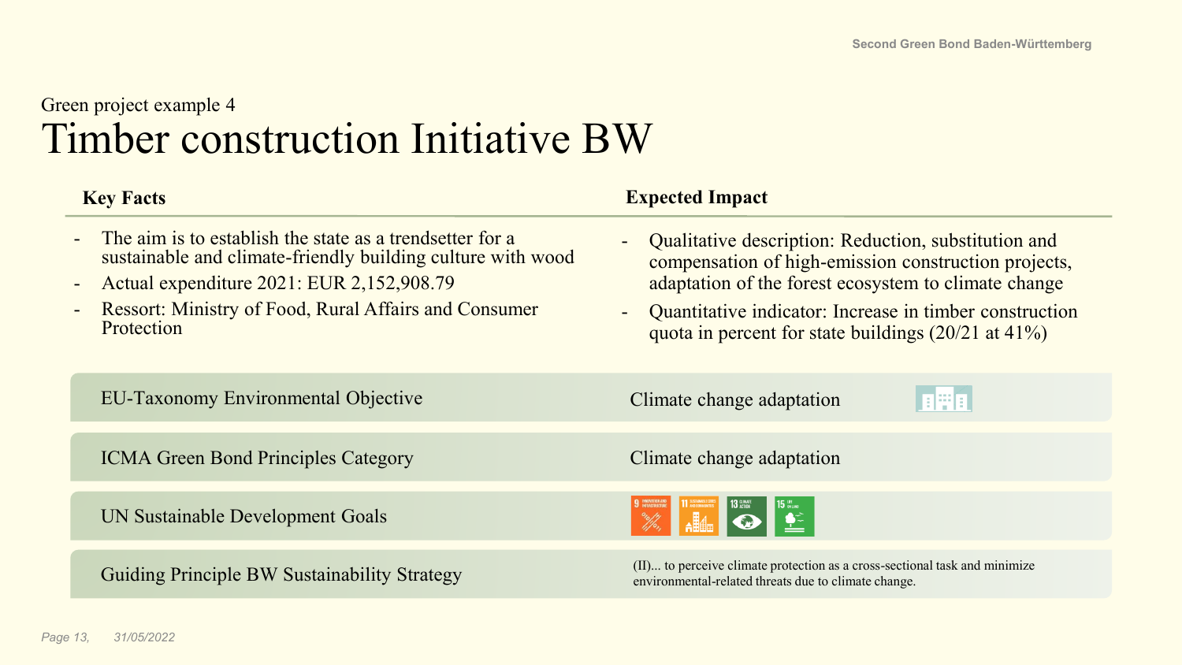Green project example 4

# Timber construction Initiative BW

| Key Facts | Expected Impact |
|---|---|
| - The aim is to establish the state as a trendsetter for a sustainable and climate-friendly building culture with wood<br>- Actual expenditure 2021: EUR 2,152,908.79<br>- Ressort: Ministry of Food, Rural Affairs and Consumer Protection | - Qualitative description: Reduction, substitution and compensation of high-emission construction projects, adaptation of the forest ecosystem to climate change<br>- Quantitative indicator: Increase in timber construction quota in percent for state buildings (20/21 at 41%) |

| | |
|---|---|
| EU-Taxonomy Environmental Objective | Climate change adaptation |
| ICMA Green Bond Principles Category | Climate change adaptation |
| UN Sustainable Development Goals | 9, 11, 13, 15 |
| Guiding Principle BW Sustainability Strategy | (II)... to perceive climate protection as a cross-sectional task and minimize environmental-related threats due to climate change. |

31/05/2022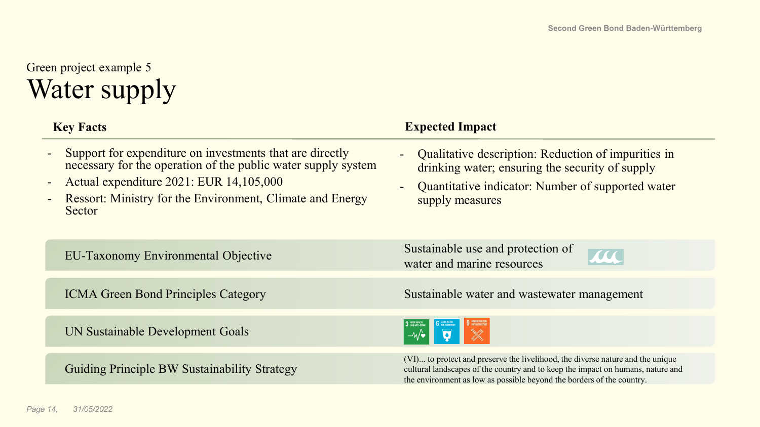Green project example 5

# Water supply

| Key Facts | Expected Impact |
|---|---|
| - Support for expenditure on investments that are directly necessary for the operation of the public water supply system<br>- Actual expenditure 2021: EUR 14,105,000<br>- Ressort: Ministry for the Environment, Climate and Energy Sector | - Qualitative description: Reduction of impurities in drinking water; ensuring the security of supply<br>- Quantitative indicator: Number of supported water supply measures |

| | |
|---|---|
| EU-Taxonomy Environmental Objective | Sustainable use and protection of water and marine resources |
| ICMA Green Bond Principles Category | Sustainable water and wastewater management |
| UN Sustainable Development Goals | 3 Good Health and Well-Being; 6 Clean Water and Sanitation; 9 Innovation and Infrastructure |
| Guiding Principle BW Sustainability Strategy | (VI)... to protect and preserve the livelihood, the diverse nature and the unique cultural landscapes of the country and to keep the impact on humans, nature and the environment as low as possible beyond the borders of the country. |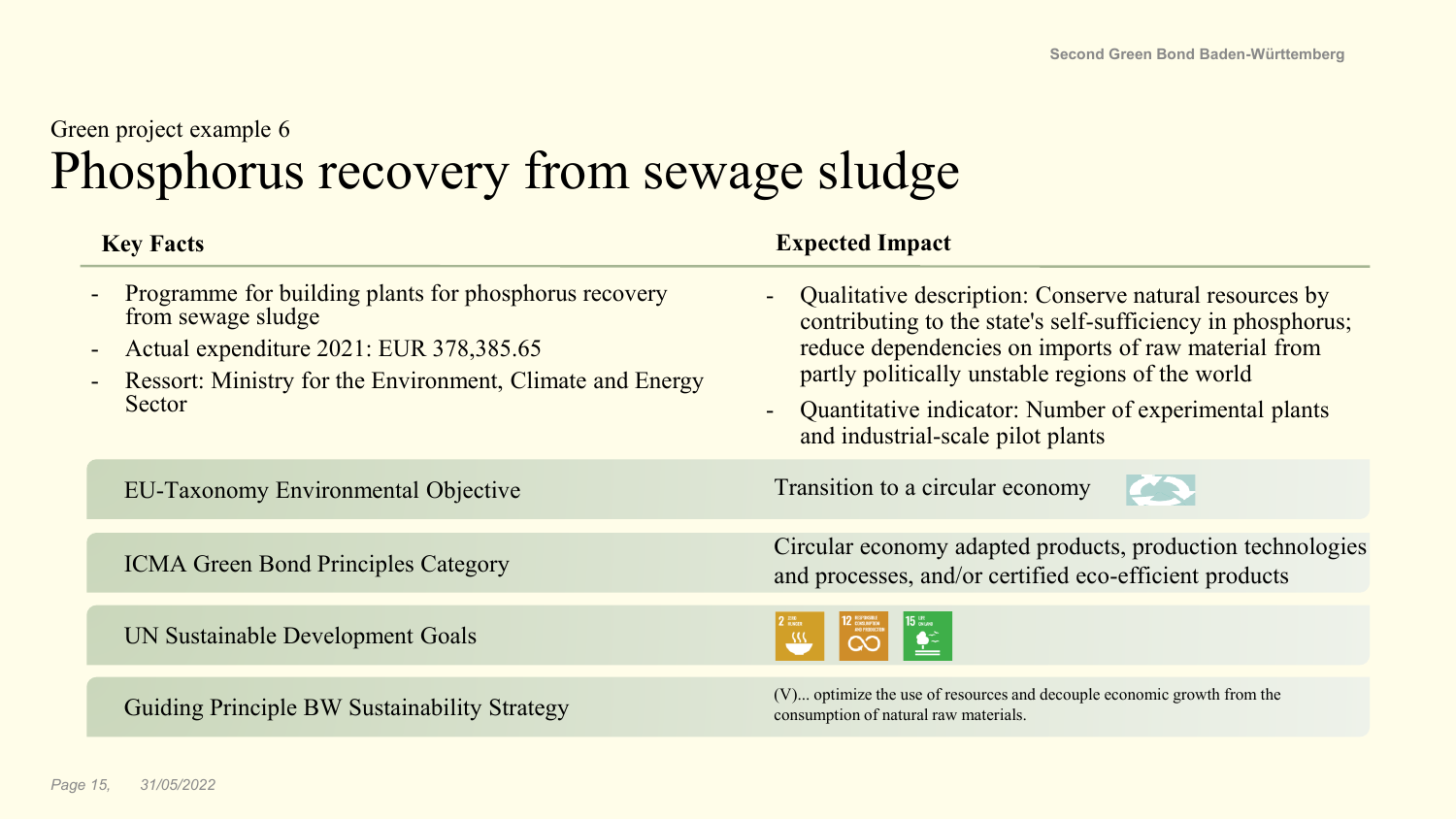Green project example 6

# Phosphorus recovery from sewage sludge

| **Key Facts** | **Expected Impact** |
|---|---|
| - Programme for building plants for phosphorus recovery from sewage sludge<br>- Actual expenditure 2021: EUR 378,385.65<br>- Ressort: Ministry for the Environment, Climate and Energy Sector | - Qualitative description: Conserve natural resources by contributing to the state's self-sufficiency in phosphorus; reduce dependencies on imports of raw material from partly politically unstable regions of the world<br>- Quantitative indicator: Number of experimental plants and industrial-scale pilot plants |
| EU-Taxonomy Environmental Objective | Transition to a circular economy |
| ICMA Green Bond Principles Category | Circular economy adapted products, production technologies and processes, and/or certified eco-efficient products |
| UN Sustainable Development Goals | 2 Zero Hunger; 12 Responsible Consumption and Production; 15 Life on Land |
| Guiding Principle BW Sustainability Strategy | (V)... optimize the use of resources and decouple economic growth from the consumption of natural raw materials. |

Page 15, 31/05/2022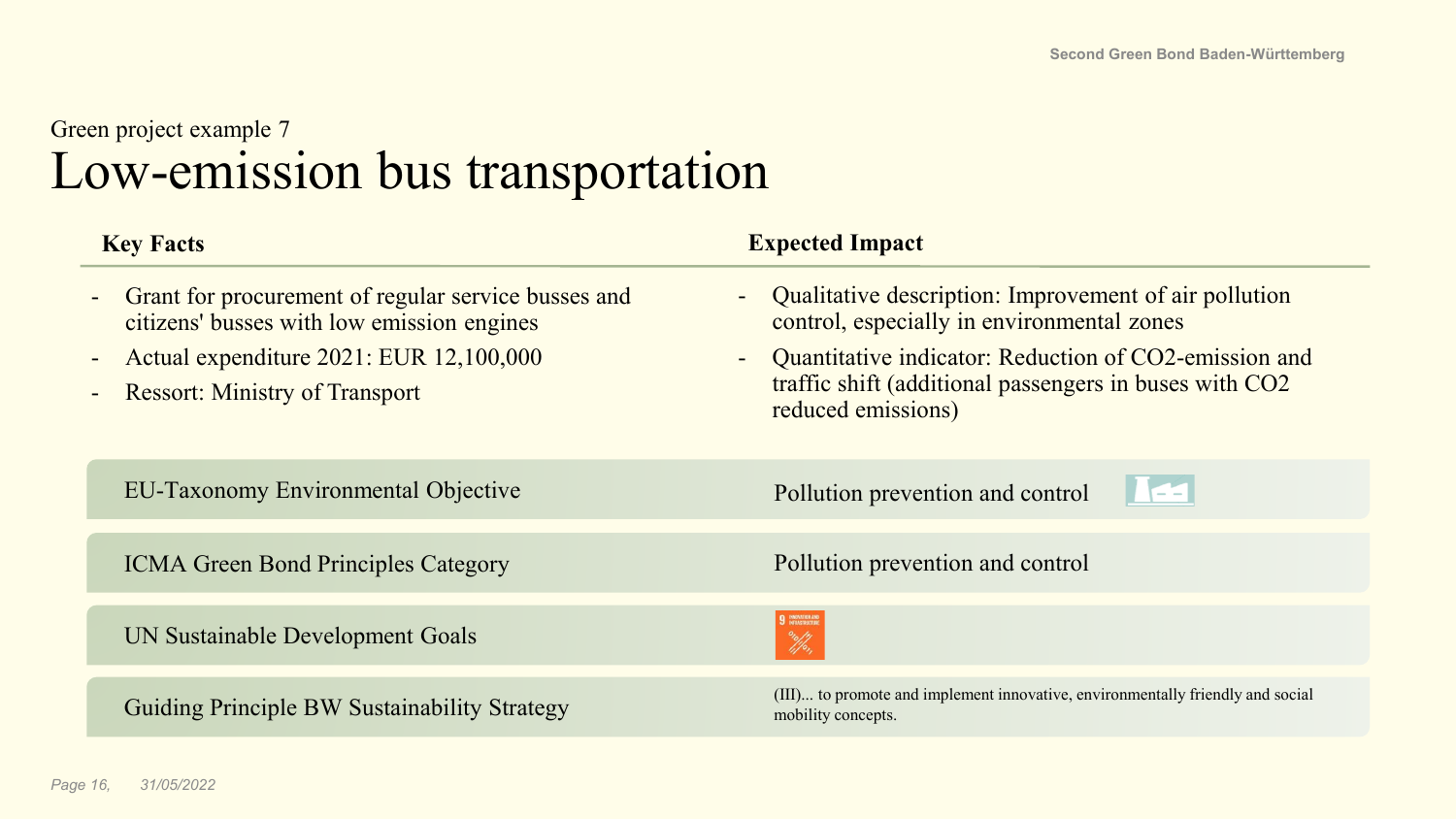Green project example 7

# Low-emission bus transportation

| Key Facts | Expected Impact |
| --- | --- |
| - Grant for procurement of regular service busses and citizens' busses with low emission engines<br>- Actual expenditure 2021: EUR 12,100,000<br>- Ressort: Ministry of Transport | - Qualitative description: Improvement of air pollution control, especially in environmental zones<br>- Quantitative indicator: Reduction of CO2-emission and traffic shift (additional passengers in buses with CO2 reduced emissions) |

| | |
| --- | --- |
| EU-Taxonomy Environmental Objective | Pollution prevention and control |
| ICMA Green Bond Principles Category | Pollution prevention and control |
| UN Sustainable Development Goals | 9 |
| Guiding Principle BW Sustainability Strategy | (III)... to promote and implement innovative, environmentally friendly and social mobility concepts. |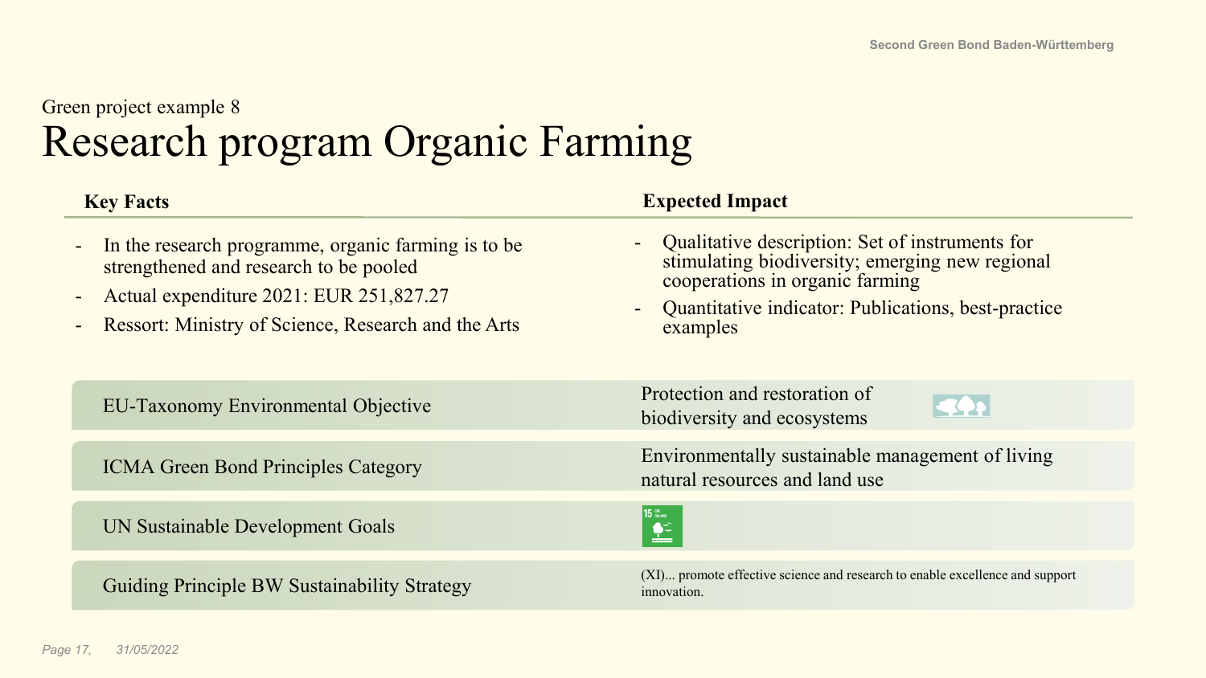Green project example 8

# Research program Organic Farming

## Key Facts

- In the research programme, organic farming is to be strengthened and research to be pooled
- Actual expenditure 2021: EUR 251,827.27
- Ressort: Ministry of Science, Research and the Arts

## Expected Impact

- Qualitative description: Set of instruments for stimulating biodiversity; emerging new regional cooperations in organic farming
- Quantitative indicator: Publications, best-practice examples

| | |
|---|---|
| EU-Taxonomy Environmental Objective | Protection and restoration of biodiversity and ecosystems |
| ICMA Green Bond Principles Category | Environmentally sustainable management of living natural resources and land use |
| UN Sustainable Development Goals | 15 |
| Guiding Principle BW Sustainability Strategy | (XI)... promote effective science and research to enable excellence and support innovation. |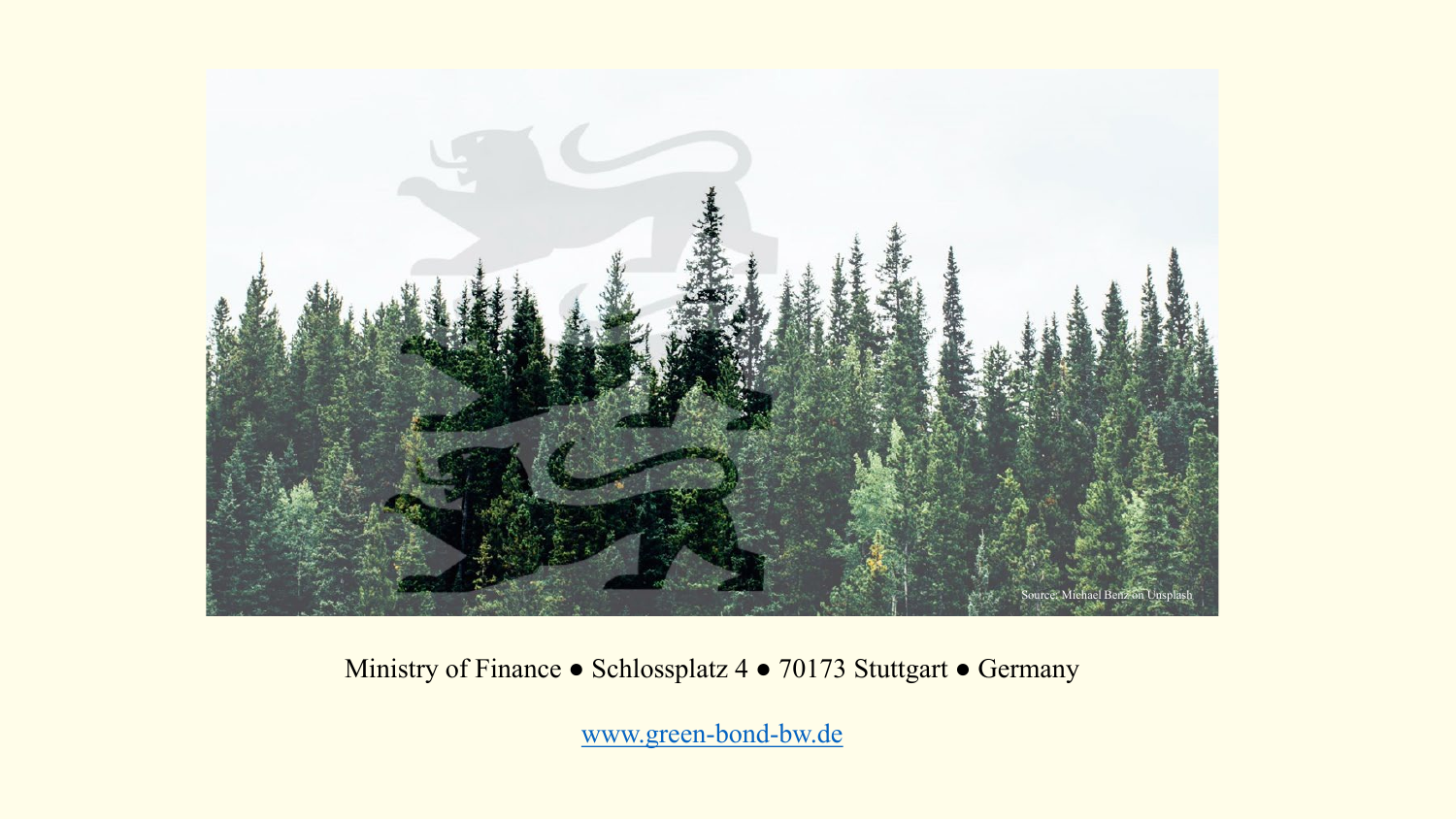Source: Michael Benz on Unsplash

Ministry of Finance ● Schlossplatz 4 ● 70173 Stuttgart ● Germany

www.green-bond-bw.de